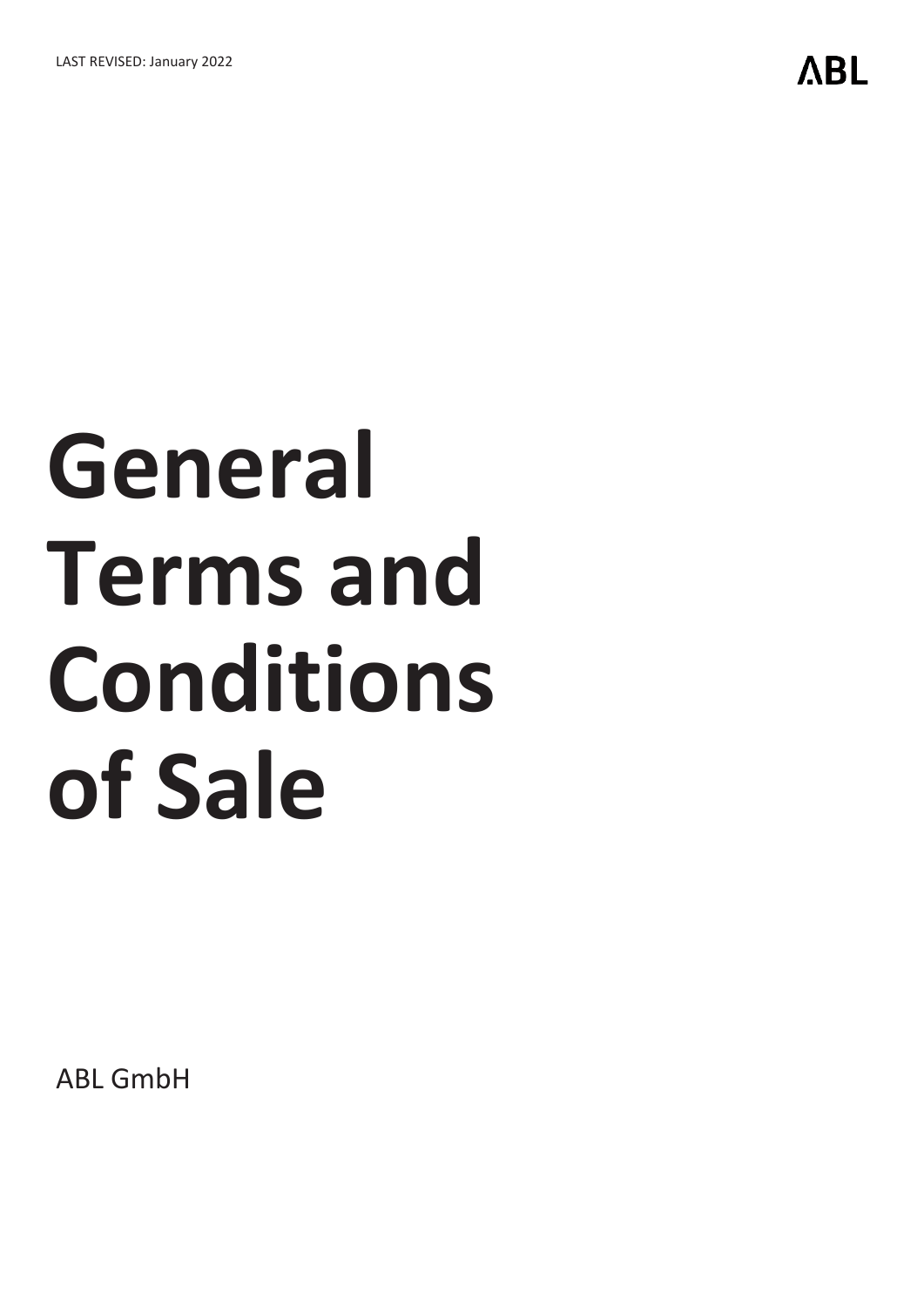LAST REVISED: January 2022

ABL

# General Terms and Conditions of Sale

ABL GmbH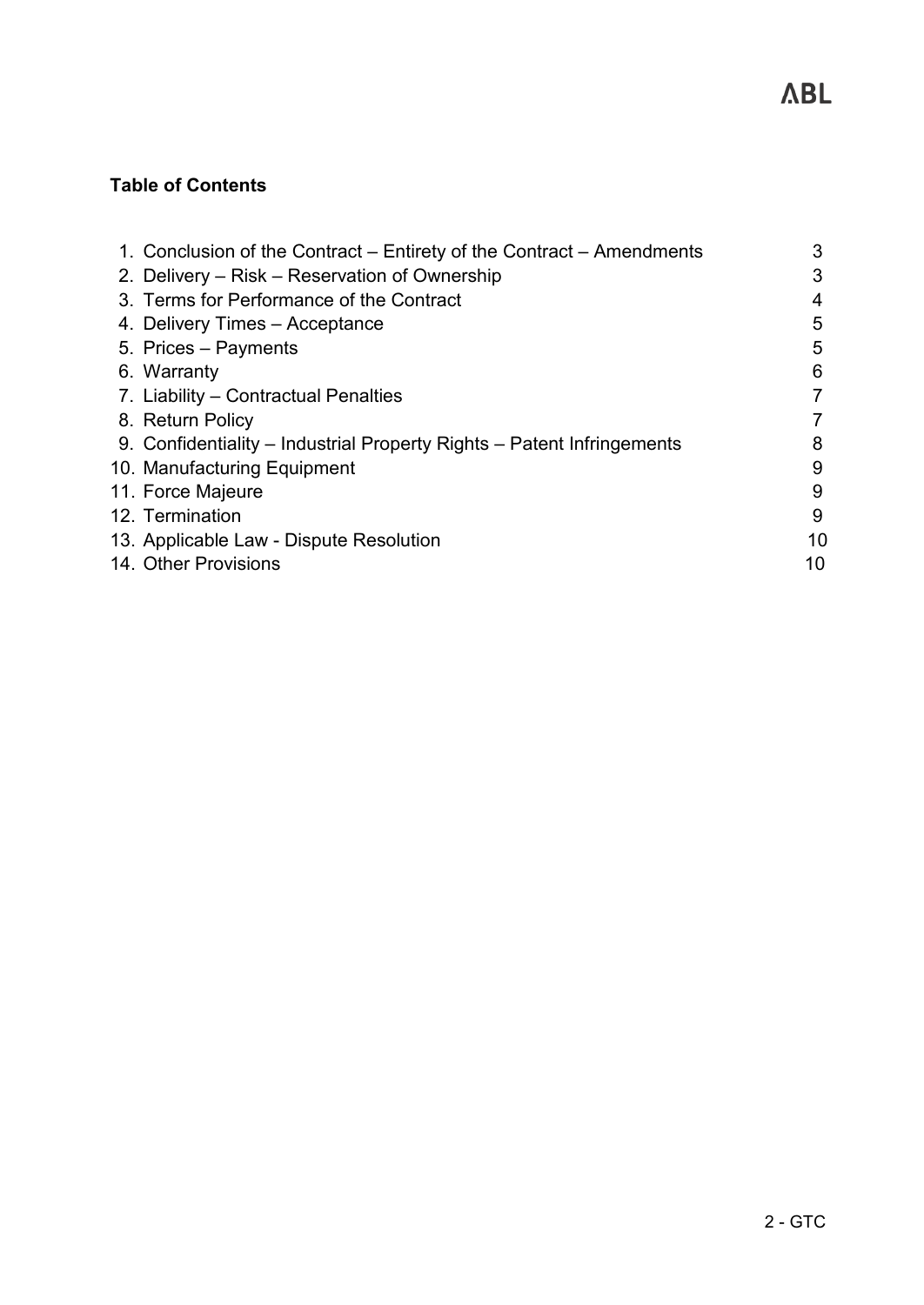**Table of Contents**

| | |
|---|---|
| 1. Conclusion of the Contract – Entirety of the Contract – Amendments | 3 |
| 2. Delivery – Risk – Reservation of Ownership | 3 |
| 3. Terms for Performance of the Contract | 4 |
| 4. Delivery Times – Acceptance | 5 |
| 5. Prices – Payments | 5 |
| 6. Warranty | 6 |
| 7. Liability – Contractual Penalties | 7 |
| 8. Return Policy | 7 |
| 9. Confidentiality – Industrial Property Rights – Patent Infringements | 8 |
| 10. Manufacturing Equipment | 9 |
| 11. Force Majeure | 9 |
| 12. Termination | 9 |
| 13. Applicable Law - Dispute Resolution | 10 |
| 14. Other Provisions | 10 |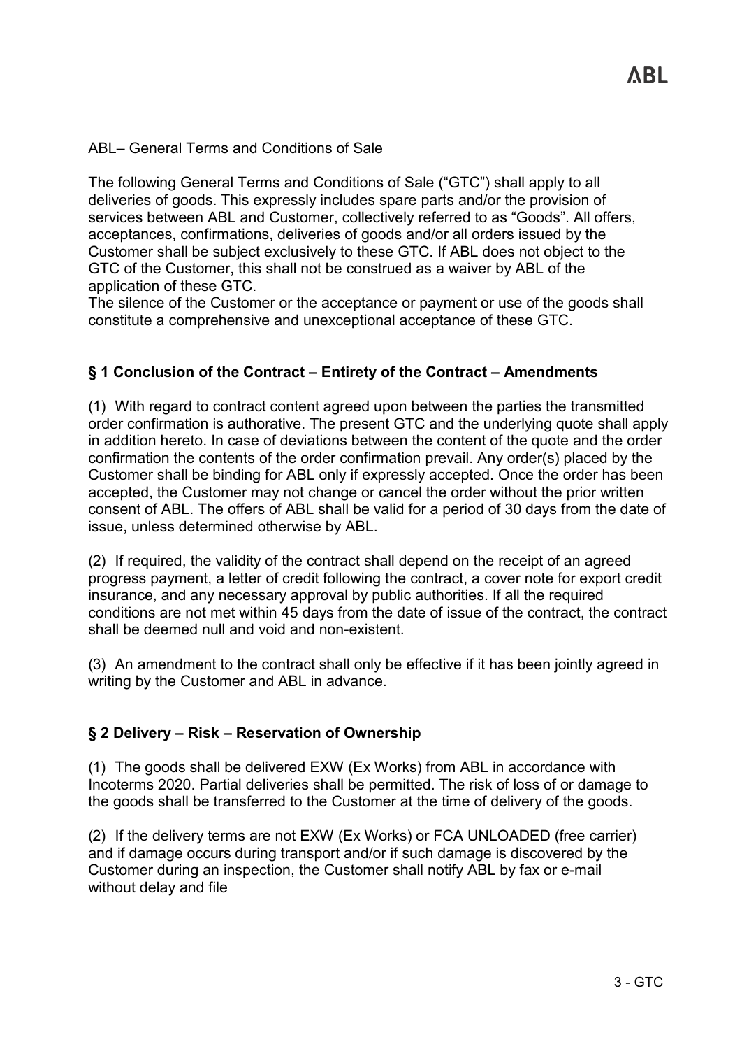ABL– General Terms and Conditions of Sale

The following General Terms and Conditions of Sale ("GTC") shall apply to all deliveries of goods. This expressly includes spare parts and/or the provision of services between ABL and Customer, collectively referred to as "Goods". All offers, acceptances, confirmations, deliveries of goods and/or all orders issued by the Customer shall be subject exclusively to these GTC. If ABL does not object to the GTC of the Customer, this shall not be construed as a waiver by ABL of the application of these GTC.
The silence of the Customer or the acceptance or payment or use of the goods shall constitute a comprehensive and unexceptional acceptance of these GTC.

## § 1 Conclusion of the Contract – Entirety of the Contract – Amendments

(1) With regard to contract content agreed upon between the parties the transmitted order confirmation is authorative. The present GTC and the underlying quote shall apply in addition hereto. In case of deviations between the content of the quote and the order confirmation the contents of the order confirmation prevail. Any order(s) placed by the Customer shall be binding for ABL only if expressly accepted. Once the order has been accepted, the Customer may not change or cancel the order without the prior written consent of ABL. The offers of ABL shall be valid for a period of 30 days from the date of issue, unless determined otherwise by ABL.

(2) If required, the validity of the contract shall depend on the receipt of an agreed progress payment, a letter of credit following the contract, a cover note for export credit insurance, and any necessary approval by public authorities. If all the required conditions are not met within 45 days from the date of issue of the contract, the contract shall be deemed null and void and non-existent.

(3) An amendment to the contract shall only be effective if it has been jointly agreed in writing by the Customer and ABL in advance.

## § 2 Delivery – Risk – Reservation of Ownership

(1) The goods shall be delivered EXW (Ex Works) from ABL in accordance with Incoterms 2020. Partial deliveries shall be permitted. The risk of loss of or damage to the goods shall be transferred to the Customer at the time of delivery of the goods.

(2) If the delivery terms are not EXW (Ex Works) or FCA UNLOADED (free carrier) and if damage occurs during transport and/or if such damage is discovered by the Customer during an inspection, the Customer shall notify ABL by fax or e-mail without delay and file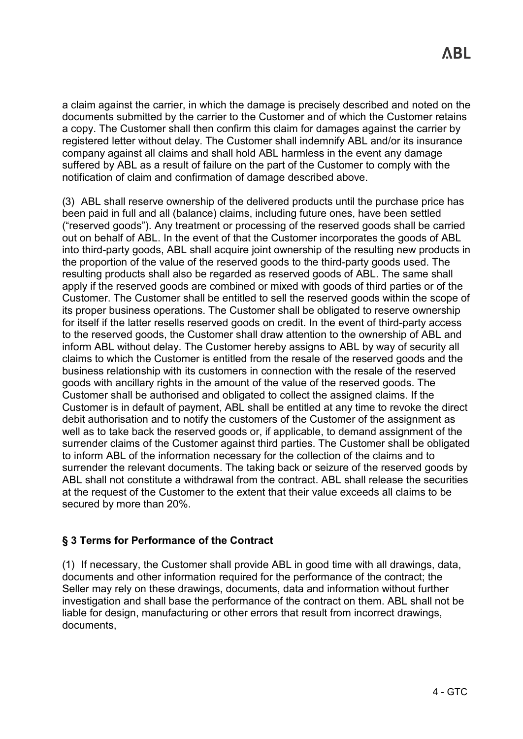a claim against the carrier, in which the damage is precisely described and noted on the documents submitted by the carrier to the Customer and of which the Customer retains a copy. The Customer shall then confirm this claim for damages against the carrier by registered letter without delay. The Customer shall indemnify ABL and/or its insurance company against all claims and shall hold ABL harmless in the event any damage suffered by ABL as a result of failure on the part of the Customer to comply with the notification of claim and confirmation of damage described above.

(3) ABL shall reserve ownership of the delivered products until the purchase price has been paid in full and all (balance) claims, including future ones, have been settled ("reserved goods"). Any treatment or processing of the reserved goods shall be carried out on behalf of ABL. In the event of that the Customer incorporates the goods of ABL into third-party goods, ABL shall acquire joint ownership of the resulting new products in the proportion of the value of the reserved goods to the third-party goods used. The resulting products shall also be regarded as reserved goods of ABL. The same shall apply if the reserved goods are combined or mixed with goods of third parties or of the Customer. The Customer shall be entitled to sell the reserved goods within the scope of its proper business operations. The Customer shall be obligated to reserve ownership for itself if the latter resells reserved goods on credit. In the event of third-party access to the reserved goods, the Customer shall draw attention to the ownership of ABL and inform ABL without delay. The Customer hereby assigns to ABL by way of security all claims to which the Customer is entitled from the resale of the reserved goods and the business relationship with its customers in connection with the resale of the reserved goods with ancillary rights in the amount of the value of the reserved goods. The Customer shall be authorised and obligated to collect the assigned claims. If the Customer is in default of payment, ABL shall be entitled at any time to revoke the direct debit authorisation and to notify the customers of the Customer of the assignment as well as to take back the reserved goods or, if applicable, to demand assignment of the surrender claims of the Customer against third parties. The Customer shall be obligated to inform ABL of the information necessary for the collection of the claims and to surrender the relevant documents. The taking back or seizure of the reserved goods by ABL shall not constitute a withdrawal from the contract. ABL shall release the securities at the request of the Customer to the extent that their value exceeds all claims to be secured by more than 20%.

## § 3 Terms for Performance of the Contract

(1) If necessary, the Customer shall provide ABL in good time with all drawings, data, documents and other information required for the performance of the contract; the Seller may rely on these drawings, documents, data and information without further investigation and shall base the performance of the contract on them. ABL shall not be liable for design, manufacturing or other errors that result from incorrect drawings, documents,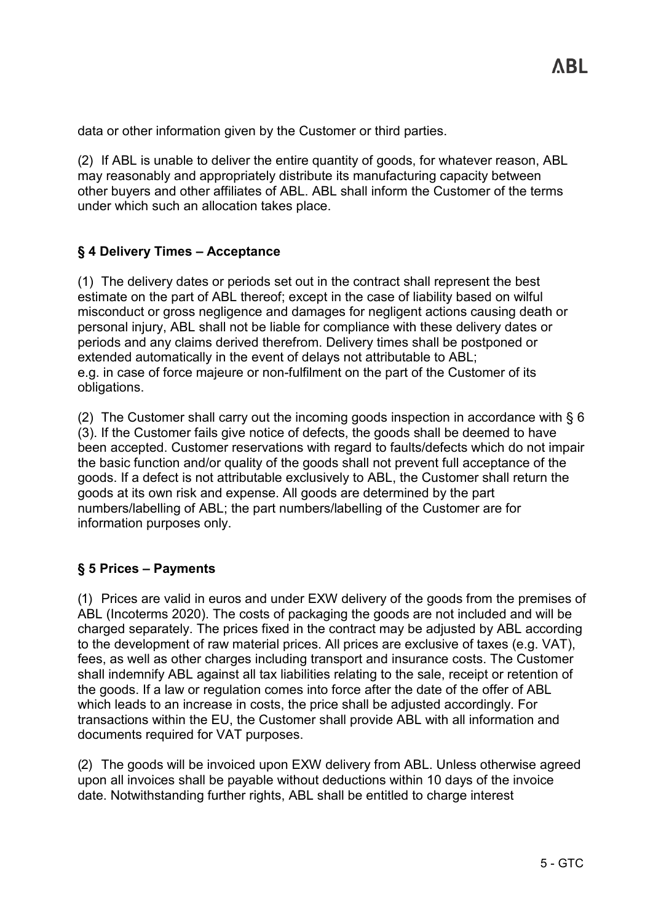data or other information given by the Customer or third parties.

(2) If ABL is unable to deliver the entire quantity of goods, for whatever reason, ABL may reasonably and appropriately distribute its manufacturing capacity between other buyers and other affiliates of ABL. ABL shall inform the Customer of the terms under which such an allocation takes place.

### § 4 Delivery Times – Acceptance

(1) The delivery dates or periods set out in the contract shall represent the best estimate on the part of ABL thereof; except in the case of liability based on wilful misconduct or gross negligence and damages for negligent actions causing death or personal injury, ABL shall not be liable for compliance with these delivery dates or periods and any claims derived therefrom. Delivery times shall be postponed or extended automatically in the event of delays not attributable to ABL; e.g. in case of force majeure or non-fulfilment on the part of the Customer of its obligations.

(2) The Customer shall carry out the incoming goods inspection in accordance with § 6 (3). If the Customer fails give notice of defects, the goods shall be deemed to have been accepted. Customer reservations with regard to faults/defects which do not impair the basic function and/or quality of the goods shall not prevent full acceptance of the goods. If a defect is not attributable exclusively to ABL, the Customer shall return the goods at its own risk and expense. All goods are determined by the part numbers/labelling of ABL; the part numbers/labelling of the Customer are for information purposes only.

### § 5 Prices – Payments

(1) Prices are valid in euros and under EXW delivery of the goods from the premises of ABL (Incoterms 2020). The costs of packaging the goods are not included and will be charged separately. The prices fixed in the contract may be adjusted by ABL according to the development of raw material prices. All prices are exclusive of taxes (e.g. VAT), fees, as well as other charges including transport and insurance costs. The Customer shall indemnify ABL against all tax liabilities relating to the sale, receipt or retention of the goods. If a law or regulation comes into force after the date of the offer of ABL which leads to an increase in costs, the price shall be adjusted accordingly. For transactions within the EU, the Customer shall provide ABL with all information and documents required for VAT purposes.

(2) The goods will be invoiced upon EXW delivery from ABL. Unless otherwise agreed upon all invoices shall be payable without deductions within 10 days of the invoice date. Notwithstanding further rights, ABL shall be entitled to charge interest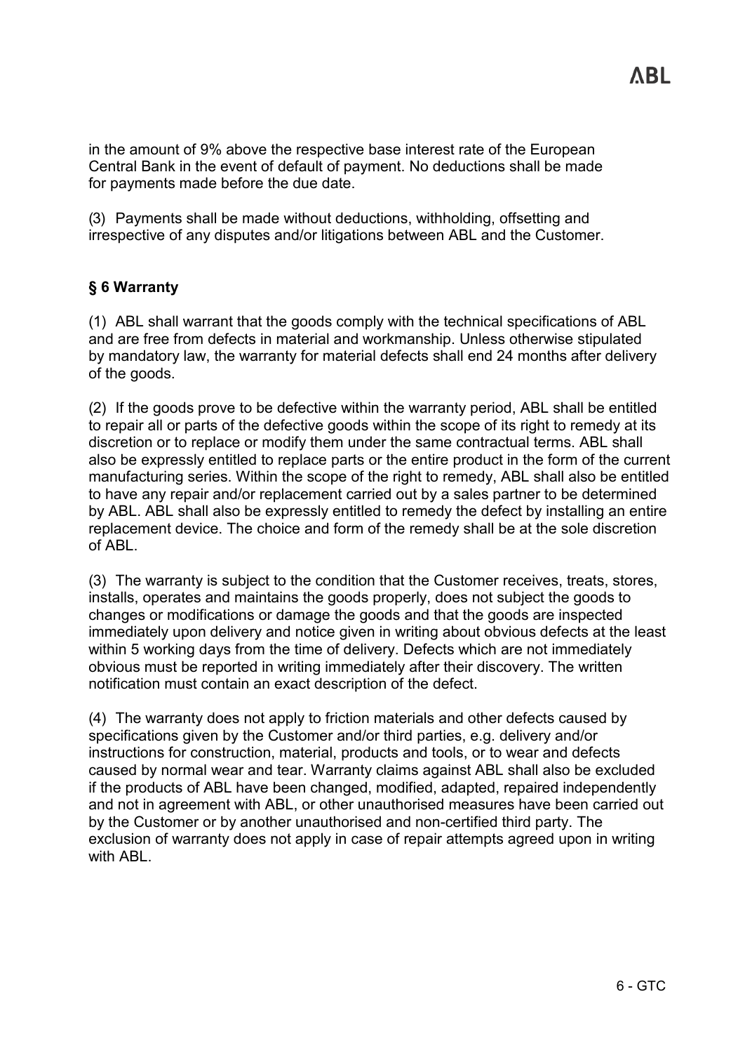in the amount of 9% above the respective base interest rate of the European Central Bank in the event of default of payment. No deductions shall be made for payments made before the due date.

(3) Payments shall be made without deductions, withholding, offsetting and irrespective of any disputes and/or litigations between ABL and the Customer.

### § 6 Warranty

(1) ABL shall warrant that the goods comply with the technical specifications of ABL and are free from defects in material and workmanship. Unless otherwise stipulated by mandatory law, the warranty for material defects shall end 24 months after delivery of the goods.

(2) If the goods prove to be defective within the warranty period, ABL shall be entitled to repair all or parts of the defective goods within the scope of its right to remedy at its discretion or to replace or modify them under the same contractual terms. ABL shall also be expressly entitled to replace parts or the entire product in the form of the current manufacturing series. Within the scope of the right to remedy, ABL shall also be entitled to have any repair and/or replacement carried out by a sales partner to be determined by ABL. ABL shall also be expressly entitled to remedy the defect by installing an entire replacement device. The choice and form of the remedy shall be at the sole discretion of ABL.

(3) The warranty is subject to the condition that the Customer receives, treats, stores, installs, operates and maintains the goods properly, does not subject the goods to changes or modifications or damage the goods and that the goods are inspected immediately upon delivery and notice given in writing about obvious defects at the least within 5 working days from the time of delivery. Defects which are not immediately obvious must be reported in writing immediately after their discovery. The written notification must contain an exact description of the defect.

(4) The warranty does not apply to friction materials and other defects caused by specifications given by the Customer and/or third parties, e.g. delivery and/or instructions for construction, material, products and tools, or to wear and defects caused by normal wear and tear. Warranty claims against ABL shall also be excluded if the products of ABL have been changed, modified, adapted, repaired independently and not in agreement with ABL, or other unauthorised measures have been carried out by the Customer or by another unauthorised and non-certified third party. The exclusion of warranty does not apply in case of repair attempts agreed upon in writing with ABL.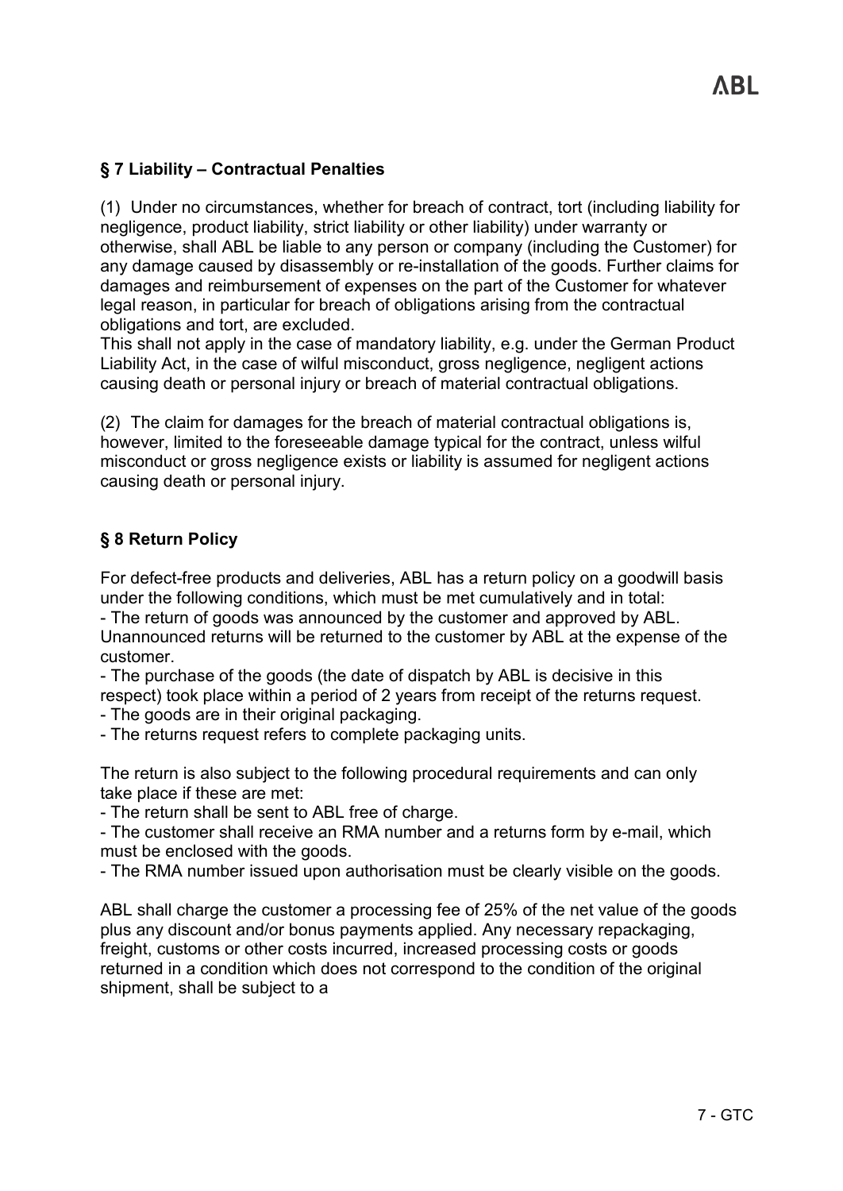## § 7 Liability – Contractual Penalties

(1) Under no circumstances, whether for breach of contract, tort (including liability for negligence, product liability, strict liability or other liability) under warranty or otherwise, shall ABL be liable to any person or company (including the Customer) for any damage caused by disassembly or re-installation of the goods. Further claims for damages and reimbursement of expenses on the part of the Customer for whatever legal reason, in particular for breach of obligations arising from the contractual obligations and tort, are excluded.
This shall not apply in the case of mandatory liability, e.g. under the German Product Liability Act, in the case of wilful misconduct, gross negligence, negligent actions causing death or personal injury or breach of material contractual obligations.

(2) The claim for damages for the breach of material contractual obligations is, however, limited to the foreseeable damage typical for the contract, unless wilful misconduct or gross negligence exists or liability is assumed for negligent actions causing death or personal injury.

## § 8 Return Policy

For defect-free products and deliveries, ABL has a return policy on a goodwill basis under the following conditions, which must be met cumulatively and in total:
- The return of goods was announced by the customer and approved by ABL. Unannounced returns will be returned to the customer by ABL at the expense of the customer.
- The purchase of the goods (the date of dispatch by ABL is decisive in this respect) took place within a period of 2 years from receipt of the returns request.
- The goods are in their original packaging.
- The returns request refers to complete packaging units.

The return is also subject to the following procedural requirements and can only take place if these are met:
- The return shall be sent to ABL free of charge.
- The customer shall receive an RMA number and a returns form by e-mail, which must be enclosed with the goods.
- The RMA number issued upon authorisation must be clearly visible on the goods.

ABL shall charge the customer a processing fee of 25% of the net value of the goods plus any discount and/or bonus payments applied. Any necessary repackaging, freight, customs or other costs incurred, increased processing costs or goods returned in a condition which does not correspond to the condition of the original shipment, shall be subject to a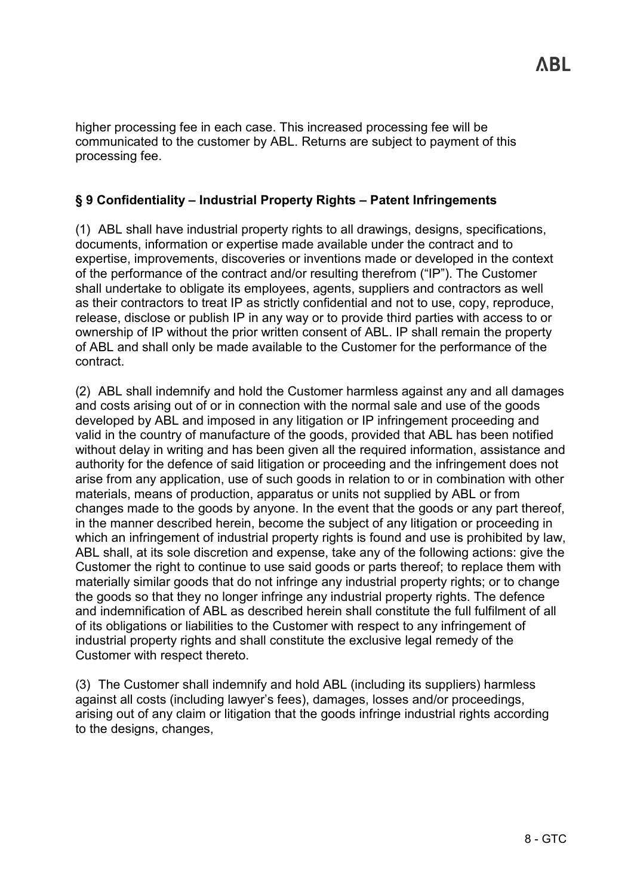higher processing fee in each case. This increased processing fee will be communicated to the customer by ABL. Returns are subject to payment of this processing fee.

### § 9 Confidentiality – Industrial Property Rights – Patent Infringements

(1) ABL shall have industrial property rights to all drawings, designs, specifications, documents, information or expertise made available under the contract and to expertise, improvements, discoveries or inventions made or developed in the context of the performance of the contract and/or resulting therefrom ("IP"). The Customer shall undertake to obligate its employees, agents, suppliers and contractors as well as their contractors to treat IP as strictly confidential and not to use, copy, reproduce, release, disclose or publish IP in any way or to provide third parties with access to or ownership of IP without the prior written consent of ABL. IP shall remain the property of ABL and shall only be made available to the Customer for the performance of the contract.

(2) ABL shall indemnify and hold the Customer harmless against any and all damages and costs arising out of or in connection with the normal sale and use of the goods developed by ABL and imposed in any litigation or IP infringement proceeding and valid in the country of manufacture of the goods, provided that ABL has been notified without delay in writing and has been given all the required information, assistance and authority for the defence of said litigation or proceeding and the infringement does not arise from any application, use of such goods in relation to or in combination with other materials, means of production, apparatus or units not supplied by ABL or from changes made to the goods by anyone. In the event that the goods or any part thereof, in the manner described herein, become the subject of any litigation or proceeding in which an infringement of industrial property rights is found and use is prohibited by law, ABL shall, at its sole discretion and expense, take any of the following actions: give the Customer the right to continue to use said goods or parts thereof; to replace them with materially similar goods that do not infringe any industrial property rights; or to change the goods so that they no longer infringe any industrial property rights. The defence and indemnification of ABL as described herein shall constitute the full fulfilment of all of its obligations or liabilities to the Customer with respect to any infringement of industrial property rights and shall constitute the exclusive legal remedy of the Customer with respect thereto.

(3) The Customer shall indemnify and hold ABL (including its suppliers) harmless against all costs (including lawyer's fees), damages, losses and/or proceedings, arising out of any claim or litigation that the goods infringe industrial rights according to the designs, changes,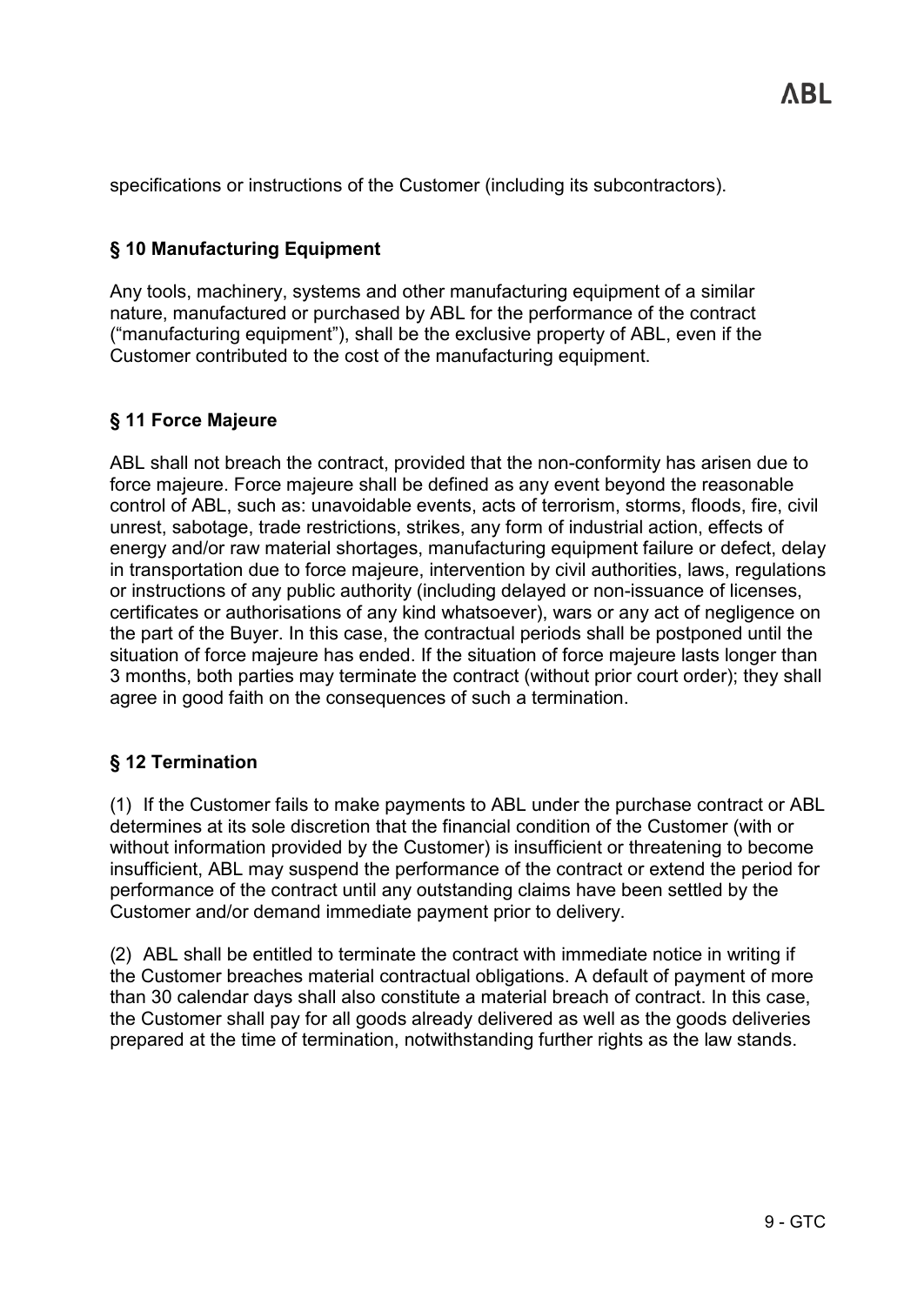specifications or instructions of the Customer (including its subcontractors).

## § 10 Manufacturing Equipment

Any tools, machinery, systems and other manufacturing equipment of a similar nature, manufactured or purchased by ABL for the performance of the contract ("manufacturing equipment"), shall be the exclusive property of ABL, even if the Customer contributed to the cost of the manufacturing equipment.

## § 11 Force Majeure

ABL shall not breach the contract, provided that the non-conformity has arisen due to force majeure. Force majeure shall be defined as any event beyond the reasonable control of ABL, such as: unavoidable events, acts of terrorism, storms, floods, fire, civil unrest, sabotage, trade restrictions, strikes, any form of industrial action, effects of energy and/or raw material shortages, manufacturing equipment failure or defect, delay in transportation due to force majeure, intervention by civil authorities, laws, regulations or instructions of any public authority (including delayed or non-issuance of licenses, certificates or authorisations of any kind whatsoever), wars or any act of negligence on the part of the Buyer. In this case, the contractual periods shall be postponed until the situation of force majeure has ended. If the situation of force majeure lasts longer than 3 months, both parties may terminate the contract (without prior court order); they shall agree in good faith on the consequences of such a termination.

## § 12 Termination

(1) If the Customer fails to make payments to ABL under the purchase contract or ABL determines at its sole discretion that the financial condition of the Customer (with or without information provided by the Customer) is insufficient or threatening to become insufficient, ABL may suspend the performance of the contract or extend the period for performance of the contract until any outstanding claims have been settled by the Customer and/or demand immediate payment prior to delivery.

(2) ABL shall be entitled to terminate the contract with immediate notice in writing if the Customer breaches material contractual obligations. A default of payment of more than 30 calendar days shall also constitute a material breach of contract. In this case, the Customer shall pay for all goods already delivered as well as the goods deliveries prepared at the time of termination, notwithstanding further rights as the law stands.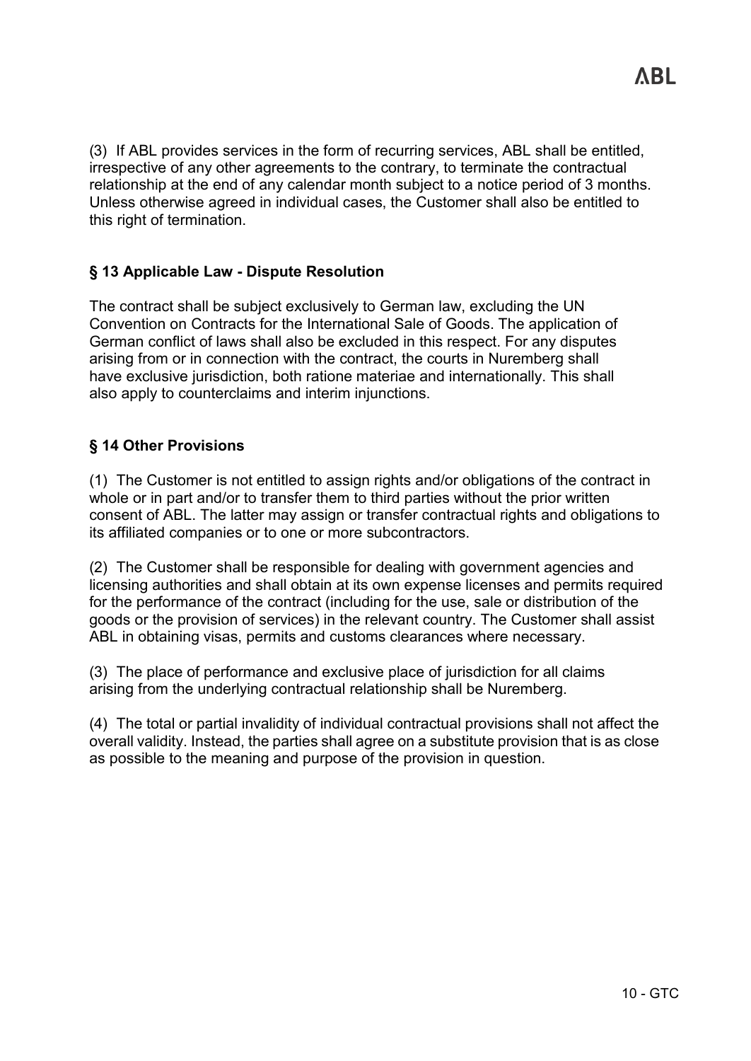(3) If ABL provides services in the form of recurring services, ABL shall be entitled, irrespective of any other agreements to the contrary, to terminate the contractual relationship at the end of any calendar month subject to a notice period of 3 months. Unless otherwise agreed in individual cases, the Customer shall also be entitled to this right of termination.

### § 13 Applicable Law - Dispute Resolution

The contract shall be subject exclusively to German law, excluding the UN Convention on Contracts for the International Sale of Goods. The application of German conflict of laws shall also be excluded in this respect. For any disputes arising from or in connection with the contract, the courts in Nuremberg shall have exclusive jurisdiction, both ratione materiae and internationally. This shall also apply to counterclaims and interim injunctions.

### § 14 Other Provisions

(1) The Customer is not entitled to assign rights and/or obligations of the contract in whole or in part and/or to transfer them to third parties without the prior written consent of ABL. The latter may assign or transfer contractual rights and obligations to its affiliated companies or to one or more subcontractors.

(2) The Customer shall be responsible for dealing with government agencies and licensing authorities and shall obtain at its own expense licenses and permits required for the performance of the contract (including for the use, sale or distribution of the goods or the provision of services) in the relevant country. The Customer shall assist ABL in obtaining visas, permits and customs clearances where necessary.

(3) The place of performance and exclusive place of jurisdiction for all claims arising from the underlying contractual relationship shall be Nuremberg.

(4) The total or partial invalidity of individual contractual provisions shall not affect the overall validity. Instead, the parties shall agree on a substitute provision that is as close as possible to the meaning and purpose of the provision in question.